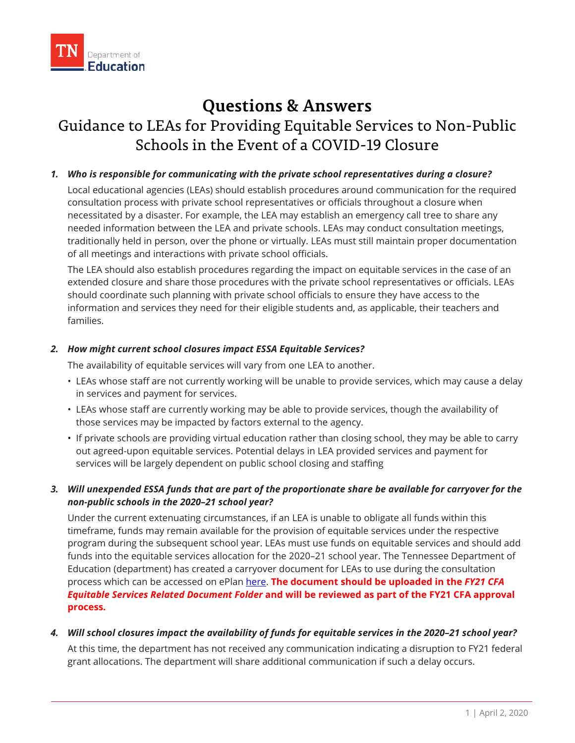TN Department of Education

# Questions & Answers

## Guidance to LEAs for Providing Equitable Services to Non-Public Schools in the Event of a COVID-19 Closure

1. ***Who is responsible for communicating with the private school representatives during a closure?***

   Local educational agencies (LEAs) should establish procedures around communication for the required consultation process with private school representatives or officials throughout a closure when necessitated by a disaster. For example, the LEA may establish an emergency call tree to share any needed information between the LEA and private schools. LEAs may conduct consultation meetings, traditionally held in person, over the phone or virtually. LEAs must still maintain proper documentation of all meetings and interactions with private school officials.

   The LEA should also establish procedures regarding the impact on equitable services in the case of an extended closure and share those procedures with the private school representatives or officials. LEAs should coordinate such planning with private school officials to ensure they have access to the information and services they need for their eligible students and, as applicable, their teachers and families.

2. ***How might current school closures impact ESSA Equitable Services?***

   The availability of equitable services will vary from one LEA to another.

   - LEAs whose staff are not currently working will be unable to provide services, which may cause a delay in services and payment for services.
   - LEAs whose staff are currently working may be able to provide services, though the availability of those services may be impacted by factors external to the agency.
   - If private schools are providing virtual education rather than closing school, they may be able to carry out agreed-upon equitable services. Potential delays in LEA provided services and payment for services will be largely dependent on public school closing and staffing

3. ***Will unexpended ESSA funds that are part of the proportionate share be available for carryover for the non-public schools in the 2020–21 school year?***

   Under the current extenuating circumstances, if an LEA is unable to obligate all funds within this timeframe, funds may remain available for the provision of equitable services under the respective program during the subsequent school year. LEAs must use funds on equitable services and should add funds into the equitable services allocation for the 2020–21 school year. The Tennessee Department of Education (department) has created a carryover document for LEAs to use during the consultation process which can be accessed on ePlan here. **The document should be uploaded in the *FY21 CFA Equitable Services Related Document Folder* and will be reviewed as part of the FY21 CFA approval process.**

4. ***Will school closures impact the availability of funds for equitable services in the 2020–21 school year?***

   At this time, the department has not received any communication indicating a disruption to FY21 federal grant allocations. The department will share additional communication if such a delay occurs.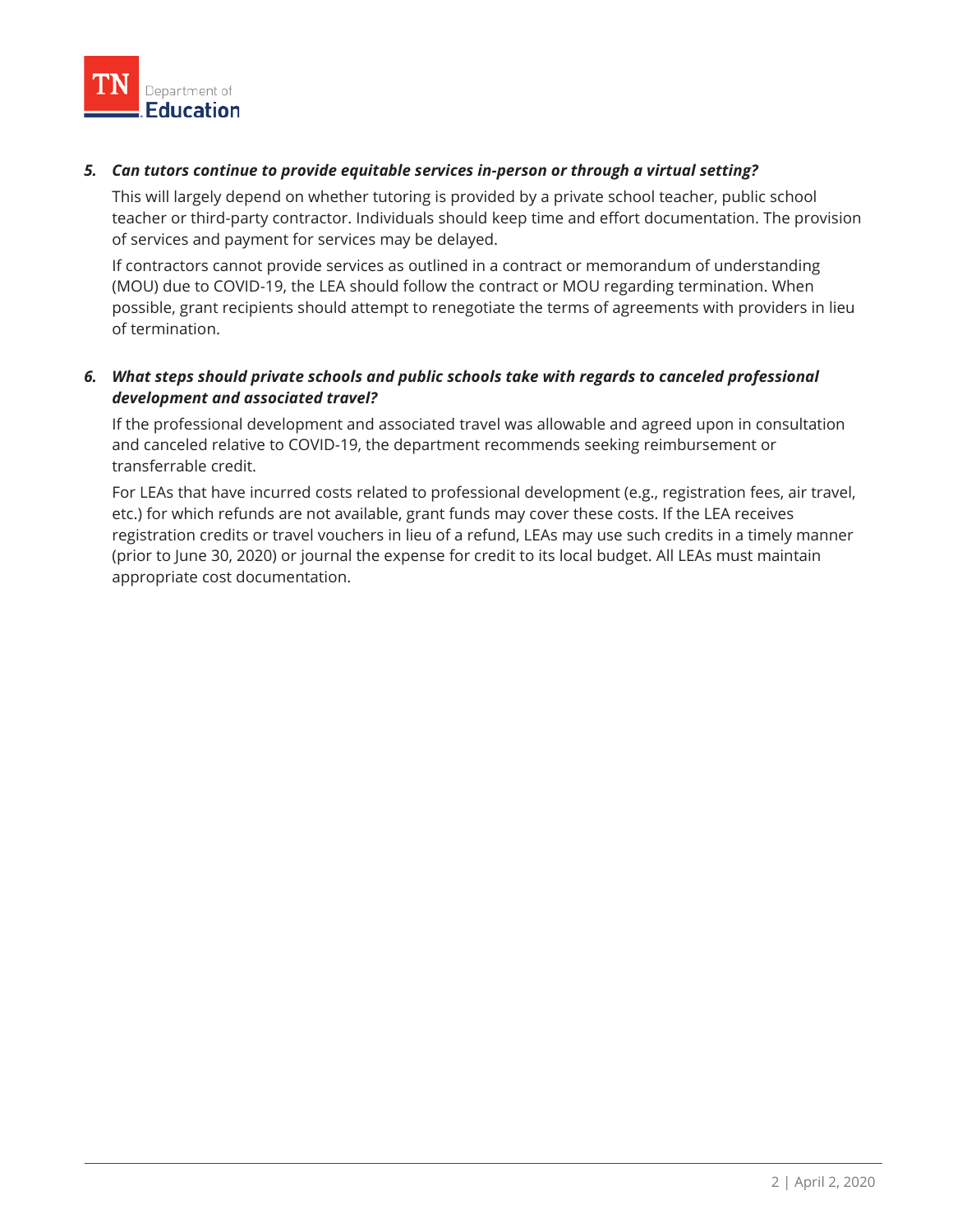5. ***Can tutors continue to provide equitable services in-person or through a virtual setting?***

   This will largely depend on whether tutoring is provided by a private school teacher, public school teacher or third-party contractor. Individuals should keep time and effort documentation. The provision of services and payment for services may be delayed.

   If contractors cannot provide services as outlined in a contract or memorandum of understanding (MOU) due to COVID-19, the LEA should follow the contract or MOU regarding termination. When possible, grant recipients should attempt to renegotiate the terms of agreements with providers in lieu of termination.

6. ***What steps should private schools and public schools take with regards to canceled professional development and associated travel?***

   If the professional development and associated travel was allowable and agreed upon in consultation and canceled relative to COVID-19, the department recommends seeking reimbursement or transferrable credit.

   For LEAs that have incurred costs related to professional development (e.g., registration fees, air travel, etc.) for which refunds are not available, grant funds may cover these costs. If the LEA receives registration credits or travel vouchers in lieu of a refund, LEAs may use such credits in a timely manner (prior to June 30, 2020) or journal the expense for credit to its local budget. All LEAs must maintain appropriate cost documentation.